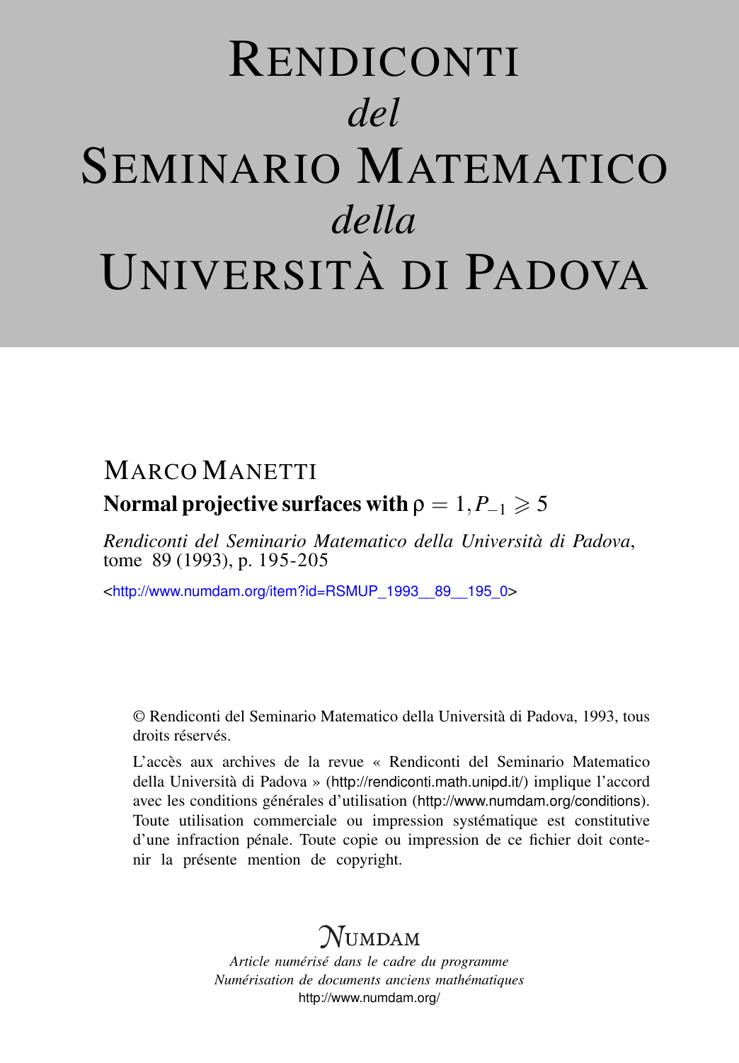# RENDICONTI
*del*
# SEMINARIO MATEMATICO
*della*
# UNIVERSITÀ DI PADOVA

MARCO MANETTI

**Normal projective surfaces with $\rho = 1, P_{-1} \geqslant 5$**

*Rendiconti del Seminario Matematico della Università di Padova*, tome 89 (1993), p. 195-205

<http://www.numdam.org/item?id=RSMUP_1993__89__195_0>

© Rendiconti del Seminario Matematico della Università di Padova, 1993, tous droits réservés.

L'accès aux archives de la revue « Rendiconti del Seminario Matematico della Università di Padova » (http://rendiconti.math.unipd.it/) implique l'accord avec les conditions générales d'utilisation (http://www.numdam.org/conditions). Toute utilisation commerciale ou impression systématique est constitutive d'une infraction pénale. Toute copie ou impression de ce fichier doit contenir la présente mention de copyright.

NUMDAM

*Article numérisé dans le cadre du programme*
*Numérisation de documents anciens mathématiques*
http://www.numdam.org/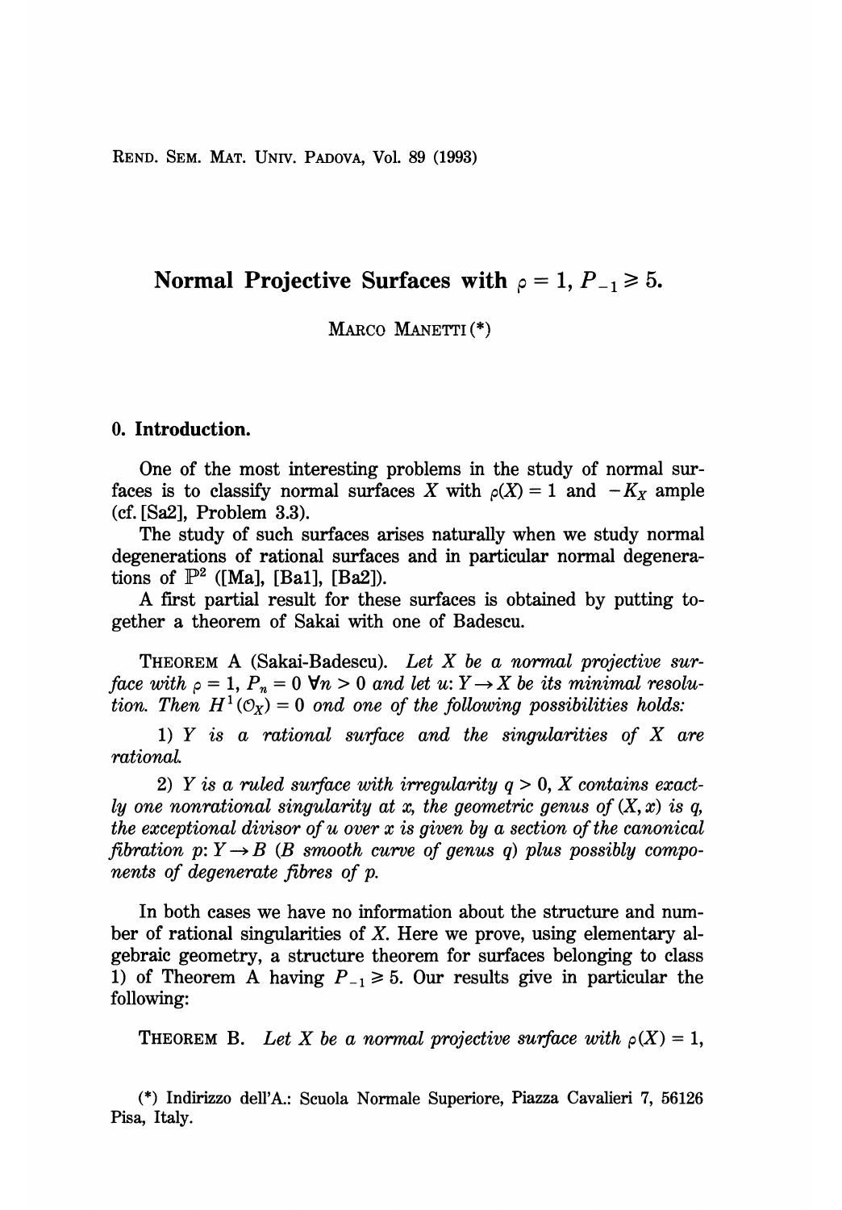# Normal Projective Surfaces with $\rho = 1$, $P_{-1} \geqslant 5$.

MARCO MANETTI (\*)

## 0. Introduction.

One of the most interesting problems in the study of normal surfaces is to classify normal surfaces $X$ with $\rho(X) = 1$ and $-K_X$ ample (cf. [Sa2], Problem 3.3).

The study of such surfaces arises naturally when we study normal degenerations of rational surfaces and in particular normal degenerations of $\mathbb{P}^2$ ([Ma], [Ba1], [Ba2]).

A first partial result for these surfaces is obtained by putting together a theorem of Sakai with one of Badescu.

THEOREM A (Sakai-Badescu). *Let $X$ be a normal projective surface with $\rho = 1$, $P_n = 0$ $\forall n > 0$ and let $u: Y \to X$ be its minimal resolution. Then $H^1(\mathcal{O}_X) = 0$ ond one of the following possibilities holds:*

*1) $Y$ is a rational surface and the singularities of $X$ are rational.*

*2) $Y$ is a ruled surface with irregularity $q > 0$, $X$ contains exactly one nonrational singularity at $x$, the geometric genus of $(X, x)$ is $q$, the exceptional divisor of $u$ over $x$ is given by a section of the canonical fibration $p: Y \to B$ ($B$ smooth curve of genus $q$) plus possibly components of degenerate fibres of $p$.*

In both cases we have no information about the structure and number of rational singularities of $X$. Here we prove, using elementary algebraic geometry, a structure theorem for surfaces belonging to class 1) of Theorem A having $P_{-1} \geqslant 5$. Our results give in particular the following:

THEOREM B. *Let $X$ be a normal projective surface with $\rho(X) = 1$,*

(\*) Indirizzo dell'A.: Scuola Normale Superiore, Piazza Cavalieri 7, 56126 Pisa, Italy.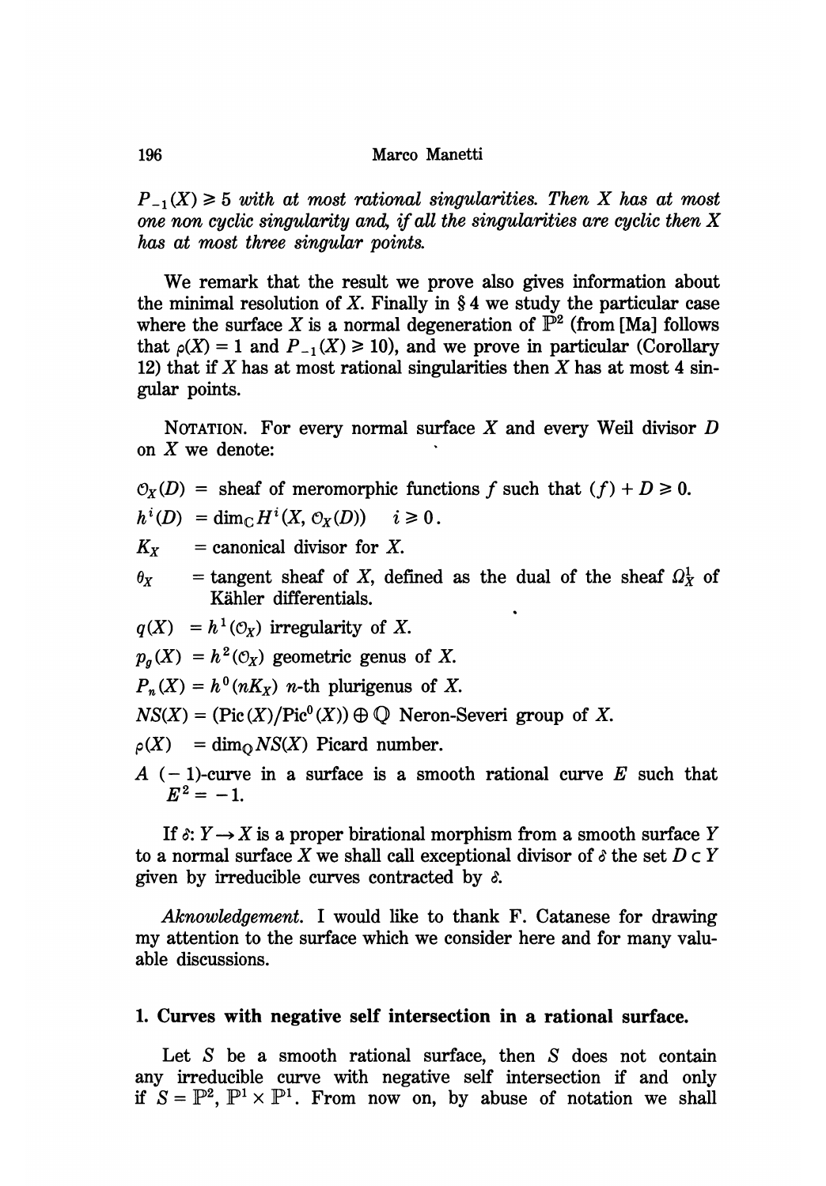*$P_{-1}(X) \geqslant 5$ with at most rational singularities. Then $X$ has at most one non cyclic singularity and, if all the singularities are cyclic then $X$ has at most three singular points.*

We remark that the result we prove also gives information about the minimal resolution of $X$. Finally in § 4 we study the particular case where the surface $X$ is a normal degeneration of $\mathbb{P}^2$ (from [Ma] follows that $\rho(X) = 1$ and $P_{-1}(X) \geqslant 10$), and we prove in particular (Corollary 12) that if $X$ has at most rational singularities then $X$ has at most 4 singular points.

NOTATION. For every normal surface $X$ and every Weil divisor $D$ on $X$ we denote:

$\mathcal{O}_X(D)$ = sheaf of meromorphic functions $f$ such that $(f) + D \geqslant 0$.

$h^i(D) = \dim_{\mathbb{C}} H^i(X, \mathcal{O}_X(D)) \quad i \geqslant 0$.

$K_X$ = canonical divisor for $X$.

$\theta_X$ = tangent sheaf of $X$, defined as the dual of the sheaf $\Omega^1_X$ of Kähler differentials.

$q(X) = h^1(\mathcal{O}_X)$ irregularity of $X$.

$p_g(X) = h^2(\mathcal{O}_X)$ geometric genus of $X$.

$P_n(X) = h^0(nK_X)$ $n$-th plurigenus of $X$.

$NS(X) = (\mathrm{Pic}(X)/\mathrm{Pic}^0(X)) \oplus \mathbb{Q}$ Neron-Severi group of $X$.

$\rho(X) = \dim_{\mathbb{Q}} NS(X)$ Picard number.

$A$ $(-1)$-curve in a surface is a smooth rational curve $E$ such that $E^2 = -1$.

If $\delta\colon Y \to X$ is a proper birational morphism from a smooth surface $Y$ to a normal surface $X$ we shall call exceptional divisor of $\delta$ the set $D \subset Y$ given by irreducible curves contracted by $\delta$.

*Aknowledgement.* I would like to thank F. Catanese for drawing my attention to the surface which we consider here and for many valuable discussions.

## 1. Curves with negative self intersection in a rational surface.

Let $S$ be a smooth rational surface, then $S$ does not contain any irreducible curve with negative self intersection if and only if $S = \mathbb{P}^2$, $\mathbb{P}^1 \times \mathbb{P}^1$. From now on, by abuse of notation we shall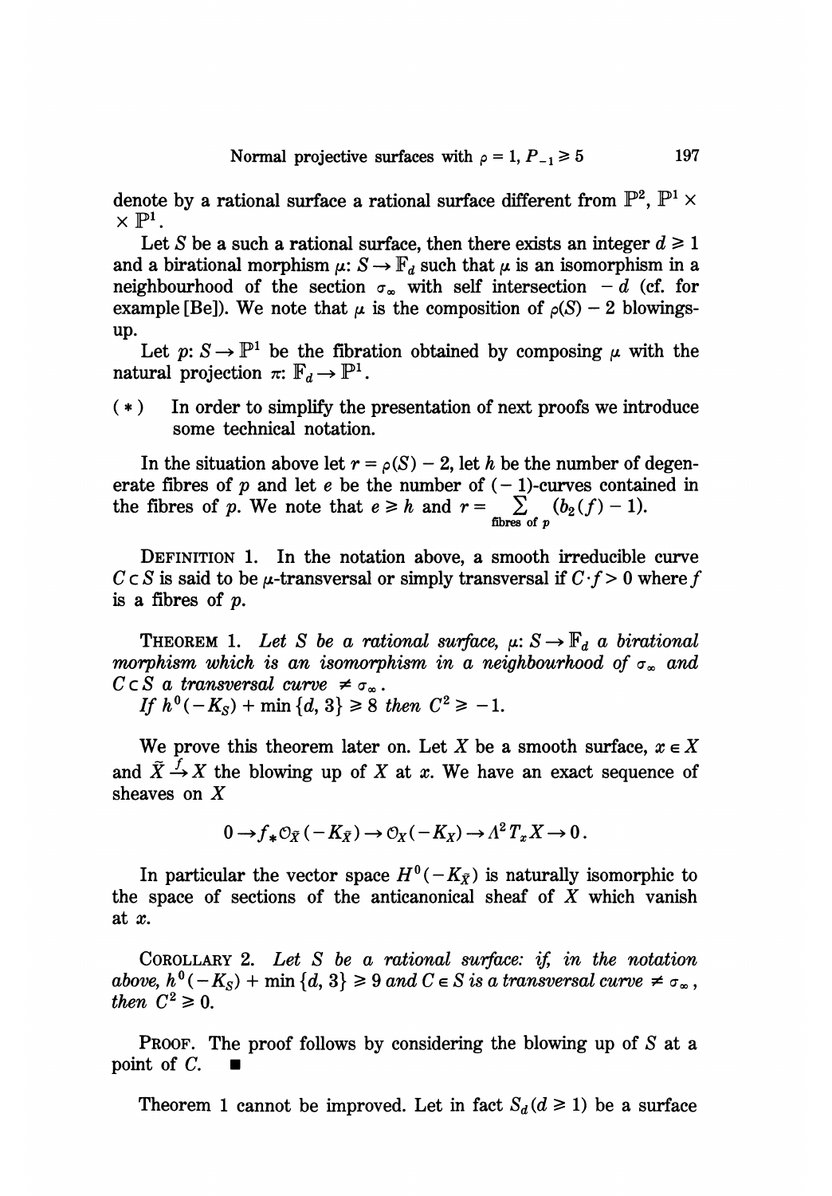denote by a rational surface a rational surface different from $\mathbb{P}^2$, $\mathbb{P}^1 \times \mathbb{P}^1$.

Let $S$ be a such a rational surface, then there exists an integer $d \geq 1$ and a birational morphism $\mu: S \to \mathbb{F}_d$ such that $\mu$ is an isomorphism in a neighbourhood of the section $\sigma_\infty$ with self intersection $-d$ (cf. for example [Be]). We note that $\mu$ is the composition of $\rho(S) - 2$ blowings-up.

Let $p: S \to \mathbb{P}^1$ be the fibration obtained by composing $\mu$ with the natural projection $\pi: \mathbb{F}_d \to \mathbb{P}^1$.

(*) In order to simplify the presentation of next proofs we introduce some technical notation.

In the situation above let $r = \rho(S) - 2$, let $h$ be the number of degenerate fibres of $p$ and let $e$ be the number of $(-1)$-curves contained in the fibres of $p$. We note that $e \geq h$ and $r = \sum_{\text{fibres of } p} (b_2(f) - 1)$.

DEFINITION 1. In the notation above, a smooth irreducible curve $C \subset S$ is said to be $\mu$-transversal or simply transversal if $C \cdot f > 0$ where $f$ is a fibres of $p$.

THEOREM 1. *Let $S$ be a rational surface, $\mu: S \to \mathbb{F}_d$ a birational morphism which is an isomorphism in a neighbourhood of $\sigma_\infty$ and $C \subset S$ a transversal curve $\neq \sigma_\infty$.*

*If $h^0(-K_S) + \min\{d, 3\} \geq 8$ then $C^2 \geq -1$.*

We prove this theorem later on. Let $X$ be a smooth surface, $x \in X$ and $\tilde{X} \xrightarrow{f} X$ the blowing up of $X$ at $x$. We have an exact sequence of sheaves on $X$

$$0 \to f_* \mathcal{O}_{\tilde{X}}(-K_{\tilde{X}}) \to \mathcal{O}_X(-K_X) \to \Lambda^2 T_x X \to 0.$$

In particular the vector space $H^0(-K_{\tilde{X}})$ is naturally isomorphic to the space of sections of the anticanonical sheaf of $X$ which vanish at $x$.

COROLLARY 2. *Let $S$ be a rational surface: if, in the notation above, $h^0(-K_S) + \min\{d, 3\} \geq 9$ and $C \in S$ is a transversal curve $\neq \sigma_\infty$, then $C^2 \geq 0$.*

PROOF. The proof follows by considering the blowing up of $S$ at a point of $C$. ■

Theorem 1 cannot be improved. Let in fact $S_d (d \geq 1)$ be a surface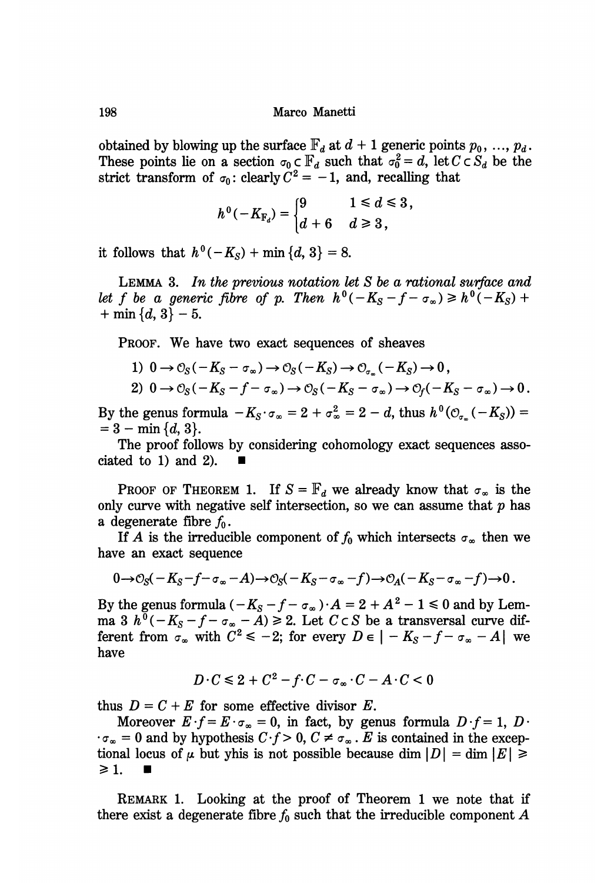obtained by blowing up the surface $\mathbb{F}_d$ at $d+1$ generic points $p_0, \ldots, p_d$. These points lie on a section $\sigma_0 \subset \mathbb{F}_d$ such that $\sigma_0^2 = d$, let $C \subset S_d$ be the strict transform of $\sigma_0$: clearly $C^2 = -1$, and, recalling that

$$h^0(-K_{\mathbb{F}_d}) = \begin{cases} 9 & 1 \leqslant d \leqslant 3, \\ d+6 & d \geqslant 3, \end{cases}$$

it follows that $h^0(-K_S) + \min\{d, 3\} = 8$.

LEMMA 3. *In the previous notation let $S$ be a rational surface and let $f$ be a generic fibre of $p$. Then $h^0(-K_S - f - \sigma_\infty) \geqslant h^0(-K_S) + \min\{d, 3\} - 5$.*

PROOF. We have two exact sequences of sheaves

1) $0 \to \mathcal{O}_S(-K_S - \sigma_\infty) \to \mathcal{O}_S(-K_S) \to \mathcal{O}_{\sigma_\infty}(-K_S) \to 0$,

2) $0 \to \mathcal{O}_S(-K_S - f - \sigma_\infty) \to \mathcal{O}_S(-K_S - \sigma_\infty) \to \mathcal{O}_f(-K_S - \sigma_\infty) \to 0$.

By the genus formula $-K_S \cdot \sigma_\infty = 2 + \sigma_\infty^2 = 2 - d$, thus $h^0(\mathcal{O}_{\sigma_\infty}(-K_S)) = 3 - \min\{d, 3\}$.

The proof follows by considering cohomology exact sequences associated to 1) and 2). ∎

PROOF OF THEOREM 1. If $S = \mathbb{F}_d$ we already know that $\sigma_\infty$ is the only curve with negative self intersection, so we can assume that $p$ has a degenerate fibre $f_0$.

If $A$ is the irreducible component of $f_0$ which intersects $\sigma_\infty$ then we have an exact sequence

$$0 \to \mathcal{O}_S(-K_S - f - \sigma_\infty - A) \to \mathcal{O}_S(-K_S - \sigma_\infty - f) \to \mathcal{O}_A(-K_S - \sigma_\infty - f) \to 0.$$

By the genus formula $(-K_S - f - \sigma_\infty) \cdot A = 2 + A^2 - 1 \leqslant 0$ and by Lemma 3 $h^0(-K_S - f - \sigma_\infty - A) \geqslant 2$. Let $C \subset S$ be a transversal curve different from $\sigma_\infty$ with $C^2 \leqslant -2$; for every $D \in |-K_S - f - \sigma_\infty - A|$ we have

$$D \cdot C \leqslant 2 + C^2 - f \cdot C - \sigma_\infty \cdot C - A \cdot C < 0$$

thus $D = C + E$ for some effective divisor $E$.

Moreover $E \cdot f = E \cdot \sigma_\infty = 0$, in fact, by genus formula $D \cdot f = 1$, $D \cdot \sigma_\infty = 0$ and by hypothesis $C \cdot f > 0$, $C \neq \sigma_\infty$. $E$ is contained in the exceptional locus of $\mu$ but yhis is not possible because $\dim |D| = \dim |E| \geqslant 1$. ∎

REMARK 1. Looking at the proof of Theorem 1 we note that if there exist a degenerate fibre $f_0$ such that the irreducible component $A$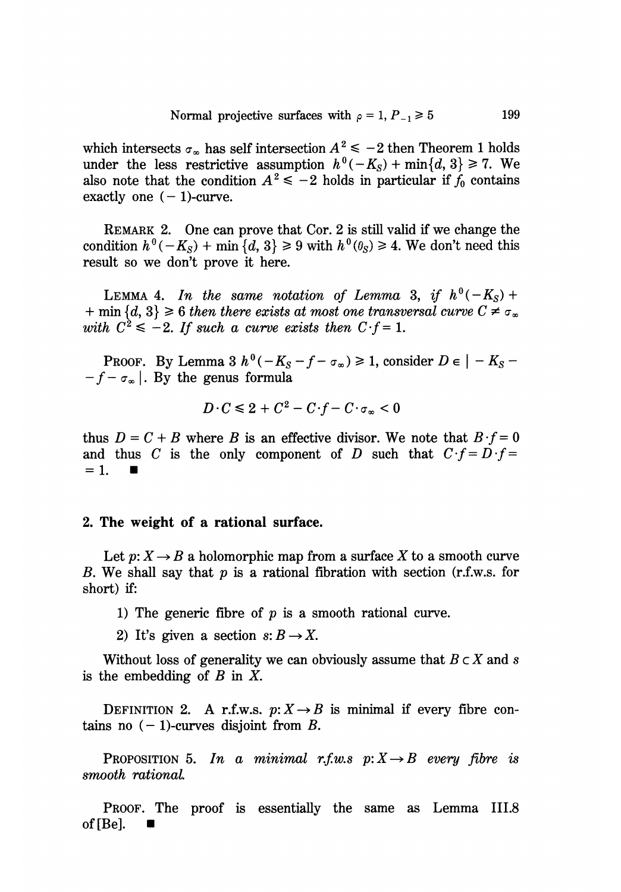which intersects $\sigma_\infty$ has self intersection $A^2 \leqslant -2$ then Theorem 1 holds under the less restrictive assumption $h^0(-K_S) + \min\{d, 3\} \geqslant 7$. We also note that the condition $A^2 \leqslant -2$ holds in particular if $f_0$ contains exactly one $(-1)$-curve.

REMARK 2. One can prove that Cor. 2 is still valid if we change the condition $h^0(-K_S) + \min\{d, 3\} \geqslant 9$ with $h^0(\theta_S) \geqslant 4$. We don't need this result so we don't prove it here.

LEMMA 4. *In the same notation of Lemma 3, if $h^0(-K_S) + \min\{d, 3\} \geqslant 6$ then there exists at most one transversal curve $C \neq \sigma_\infty$ with $C^2 \leqslant -2$. If such a curve exists then $C \cdot f = 1$.*

PROOF. By Lemma 3 $h^0(-K_S - f - \sigma_\infty) \geqslant 1$, consider $D \in |-K_S - f - \sigma_\infty|$. By the genus formula

$$D \cdot C \leqslant 2 + C^2 - C \cdot f - C \cdot \sigma_\infty < 0$$

thus $D = C + B$ where $B$ is an effective divisor. We note that $B \cdot f = 0$ and thus $C$ is the only component of $D$ such that $C \cdot f = D \cdot f = 1$. ∎

## 2. The weight of a rational surface.

Let $p: X \to B$ a holomorphic map from a surface $X$ to a smooth curve $B$. We shall say that $p$ is a rational fibration with section (r.f.w.s. for short) if:

1) The generic fibre of $p$ is a smooth rational curve.

2) It's given a section $s: B \to X$.

Without loss of generality we can obviously assume that $B \subset X$ and $s$ is the embedding of $B$ in $X$.

DEFINITION 2. A r.f.w.s. $p: X \to B$ is minimal if every fibre contains no $(-1)$-curves disjoint from $B$.

PROPOSITION 5. *In a minimal r.f.w.s $p: X \to B$ every fibre is smooth rational.*

PROOF. The proof is essentially the same as Lemma III.8 of [Be]. ∎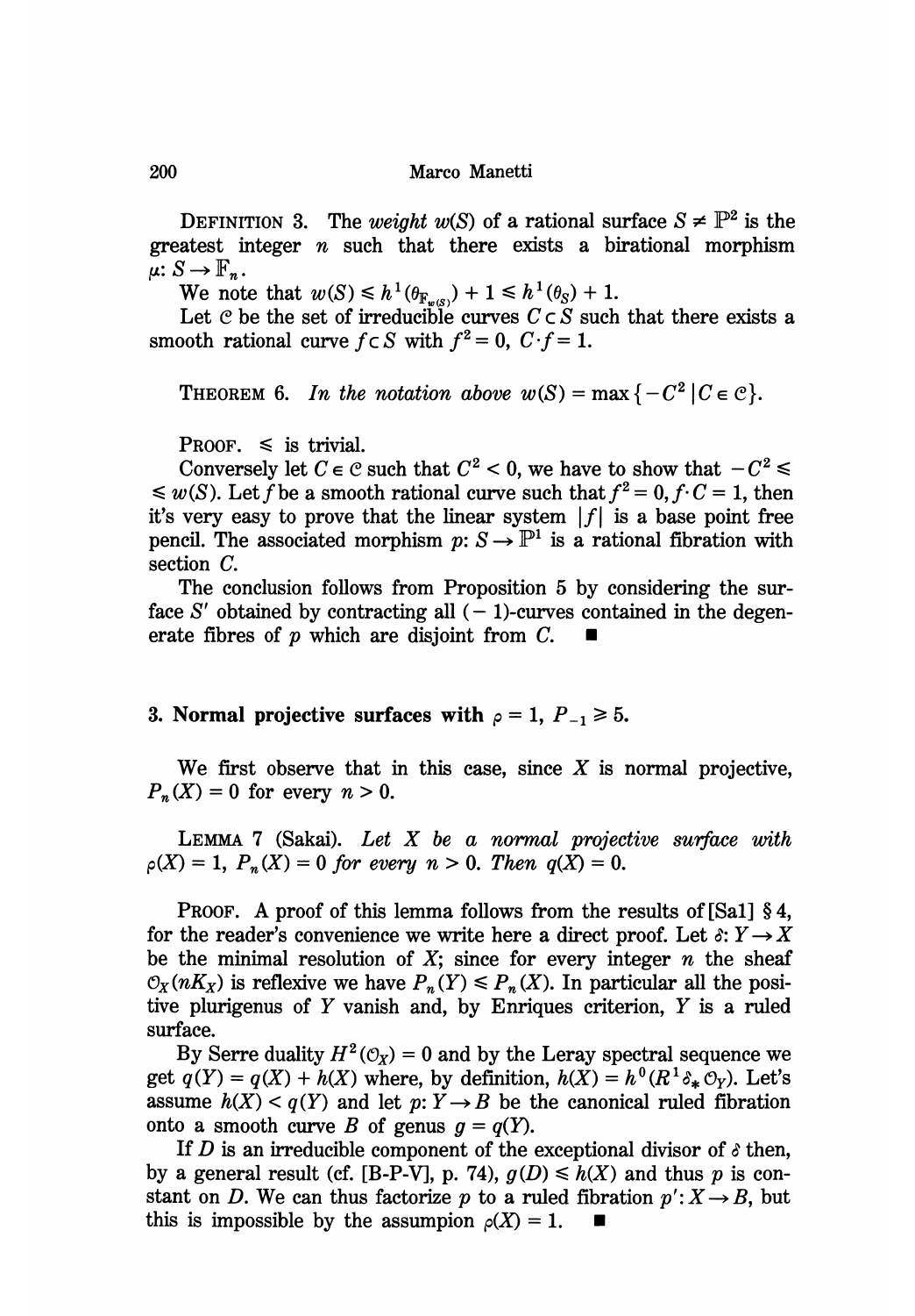DEFINITION 3. The *weight* $w(S)$ of a rational surface $S \neq \mathbb{P}^2$ is the greatest integer $n$ such that there exists a birational morphism $\mu: S \to \mathbb{F}_n$.

We note that $w(S) \leq h^1(\theta_{\mathbb{F}_{w(S)}}) + 1 \leq h^1(\theta_S) + 1$.

Let $\mathcal{C}$ be the set of irreducible curves $C \subset S$ such that there exists a smooth rational curve $f \subset S$ with $f^2 = 0$, $C \cdot f = 1$.

THEOREM 6. *In the notation above* $w(S) = \max\{-C^2 \mid C \in \mathcal{C}\}$.

PROOF. $\leq$ is trivial.

Conversely let $C \in \mathcal{C}$ such that $C^2 < 0$, we have to show that $-C^2 \leq w(S)$. Let $f$ be a smooth rational curve such that $f^2 = 0, f \cdot C = 1$, then it's very easy to prove that the linear system $|f|$ is a base point free pencil. The associated morphism $p: S \to \mathbb{P}^1$ is a rational fibration with section $C$.

The conclusion follows from Proposition 5 by considering the surface $S'$ obtained by contracting all $(-1)$-curves contained in the degenerate fibres of $p$ which are disjoint from $C$. ■

## 3. Normal projective surfaces with $\rho = 1$, $P_{-1} \geq 5$.

We first observe that in this case, since $X$ is normal projective, $P_n(X) = 0$ for every $n > 0$.

LEMMA 7 (Sakai). *Let $X$ be a normal projective surface with $\rho(X) = 1$, $P_n(X) = 0$ for every $n > 0$. Then $q(X) = 0$.*

PROOF. A proof of this lemma follows from the results of [Sa1] § 4, for the reader's convenience we write here a direct proof. Let $\delta: Y \to X$ be the minimal resolution of $X$; since for every integer $n$ the sheaf $\mathcal{O}_X(nK_X)$ is reflexive we have $P_n(Y) \leq P_n(X)$. In particular all the positive plurigenus of $Y$ vanish and, by Enriques criterion, $Y$ is a ruled surface.

By Serre duality $H^2(\mathcal{O}_X) = 0$ and by the Leray spectral sequence we get $q(Y) = q(X) + h(X)$ where, by definition, $h(X) = h^0(R^1\delta_* \mathcal{O}_Y)$. Let's assume $h(X) < q(Y)$ and let $p: Y \to B$ be the canonical ruled fibration onto a smooth curve $B$ of genus $g = q(Y)$.

If $D$ is an irreducible component of the exceptional divisor of $\delta$ then, by a general result (cf. [B-P-V], p. 74), $g(D) \leq h(X)$ and thus $p$ is constant on $D$. We can thus factorize $p$ to a ruled fibration $p': X \to B$, but this is impossible by the assumpion $\rho(X) = 1$. ■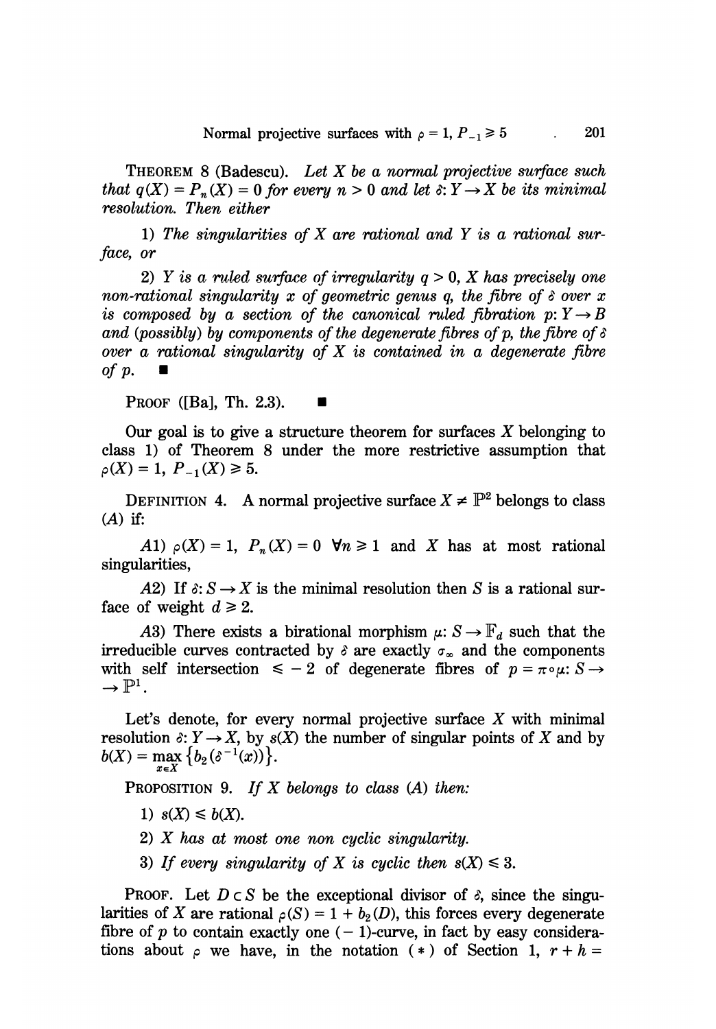**Theorem 8** (Badescu). *Let $X$ be a normal projective surface such that $q(X) = P_n(X) = 0$ for every $n > 0$ and let $\delta: Y \to X$ be its minimal resolution. Then either*

*1) The singularities of $X$ are rational and $Y$ is a rational surface, or*

*2) $Y$ is a ruled surface of irregularity $q > 0$, $X$ has precisely one non-rational singularity $x$ of geometric genus $q$, the fibre of $\delta$ over $x$ is composed by a section of the canonical ruled fibration $p: Y \to B$ and (possibly) by components of the degenerate fibres of $p$, the fibre of $\delta$ over a rational singularity of $X$ is contained in a degenerate fibre of $p$.* ■

Proof ([Ba], Th. 2.3). ■

Our goal is to give a structure theorem for surfaces $X$ belonging to class 1) of Theorem 8 under the more restrictive assumption that $\rho(X) = 1$, $P_{-1}(X) \geq 5$.

**Definition 4.** A normal projective surface $X \neq \mathbb{P}^2$ belongs to class $(A)$ if:

$A1)$ $\rho(X) = 1$, $P_n(X) = 0$ $\forall n \geq 1$ and $X$ has at most rational singularities,

$A2)$ If $\delta: S \to X$ is the minimal resolution then $S$ is a rational surface of weight $d \geq 2$.

$A3)$ There exists a birational morphism $\mu: S \to \mathbb{F}_d$ such that the irreducible curves contracted by $\delta$ are exactly $\sigma_\infty$ and the components with self intersection $\leq -2$ of degenerate fibres of $p = \pi \circ \mu: S \to \mathbb{P}^1$.

Let's denote, for every normal projective surface $X$ with minimal resolution $\delta: Y \to X$, by $s(X)$ the number of singular points of $X$ and by $b(X) = \max_{x \in X} \{b_2(\delta^{-1}(x))\}$.

**Proposition 9.** *If $X$ belongs to class $(A)$ then:*

*1) $s(X) \leq b(X)$.*

*2) $X$ has at most one non cyclic singularity.*

*3) If every singularity of $X$ is cyclic then $s(X) \leq 3$.*

Proof. Let $D \subset S$ be the exceptional divisor of $\delta$, since the singularities of $X$ are rational $\rho(S) = 1 + b_2(D)$, this forces every degenerate fibre of $p$ to contain exactly one $(-1)$-curve, in fact by easy considerations about $\rho$ we have, in the notation $(*)$ of Section 1, $r + h =$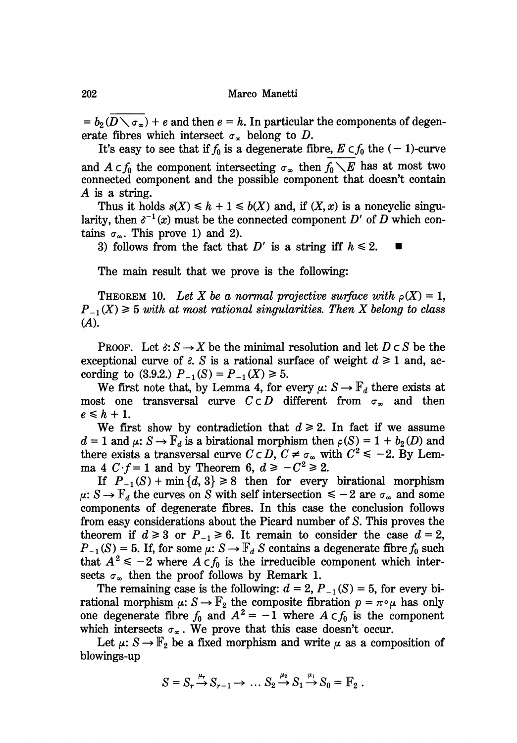$= b_2(\overline{D \setminus \sigma_\infty}) + e$ and then $e = h$. In particular the components of degenerate fibres which intersect $\sigma_\infty$ belong to $D$.

It's easy to see that if $f_0$ is a degenerate fibre, $E \subset f_0$ the $(-1)$-curve and $A \subset f_0$ the component intersecting $\sigma_\infty$ then $\overline{f_0 \setminus E}$ has at most two connected component and the possible component that doesn't contain $A$ is a string.

Thus it holds $s(X) \leqslant h + 1 \leqslant b(X)$ and, if $(X, x)$ is a noncyclic singularity, then $\delta^{-1}(x)$ must be the connected component $D'$ of $D$ which contains $\sigma_\infty$. This prove 1) and 2).

3) follows from the fact that $D'$ is a string iff $h \leqslant 2$. ∎

The main result that we prove is the following:

THEOREM 10. *Let $X$ be a normal projective surface with $\rho(X) = 1$, $P_{-1}(X) \geqslant 5$ with at most rational singularities. Then $X$ belong to class (A).*

PROOF. Let $\delta: S \to X$ be the minimal resolution and let $D \subset S$ be the exceptional curve of $\delta$. $S$ is a rational surface of weight $d \geqslant 1$ and, according to (3.9.2.) $P_{-1}(S) = P_{-1}(X) \geqslant 5$.

We first note that, by Lemma 4, for every $\mu: S \to \mathbb{F}_d$ there exists at most one transversal curve $C \subset D$ different from $\sigma_\infty$ and then $e \leqslant h + 1$.

We first show by contradiction that $d \geqslant 2$. In fact if we assume $d = 1$ and $\mu: S \to \mathbb{F}_d$ is a birational morphism then $\rho(S) = 1 + b_2(D)$ and there exists a transversal curve $C \subset D$, $C \neq \sigma_\infty$ with $C^2 \leqslant -2$. By Lemma 4 $C \cdot f = 1$ and by Theorem 6, $d \geqslant -C^2 \geqslant 2$.

If $P_{-1}(S) + \min\{d, 3\} \geqslant 8$ then for every birational morphism $\mu: S \to \mathbb{F}_d$ the curves on $S$ with self intersection $\leqslant -2$ are $\sigma_\infty$ and some components of degenerate fibres. In this case the conclusion follows from easy considerations about the Picard number of $S$. This proves the theorem if $d \geqslant 3$ or $P_{-1} \geqslant 6$. It remain to consider the case $d = 2$, $P_{-1}(S) = 5$. If, for some $\mu: S \to \mathbb{F}_d$ $S$ contains a degenerate fibre $f_0$ such that $A^2 \leqslant -2$ where $A \subset f_0$ is the irreducible component which intersects $\sigma_\infty$ then the proof follows by Remark 1.

The remaining case is the following: $d = 2$, $P_{-1}(S) = 5$, for every birational morphism $\mu: S \to \mathbb{F}_2$ the composite fibration $p = \pi \circ \mu$ has only one degenerate fibre $f_0$ and $A^2 = -1$ where $A \subset f_0$ is the component which intersects $\sigma_\infty$. We prove that this case doesn't occur.

Let $\mu: S \to \mathbb{F}_2$ be a fixed morphism and write $\mu$ as a composition of blowings-up

$$S = S_r \xrightarrow{\mu_r} S_{r-1} \to \ldots S_2 \xrightarrow{\mu_2} S_1 \xrightarrow{\mu_1} S_0 = \mathbb{F}_2 .$$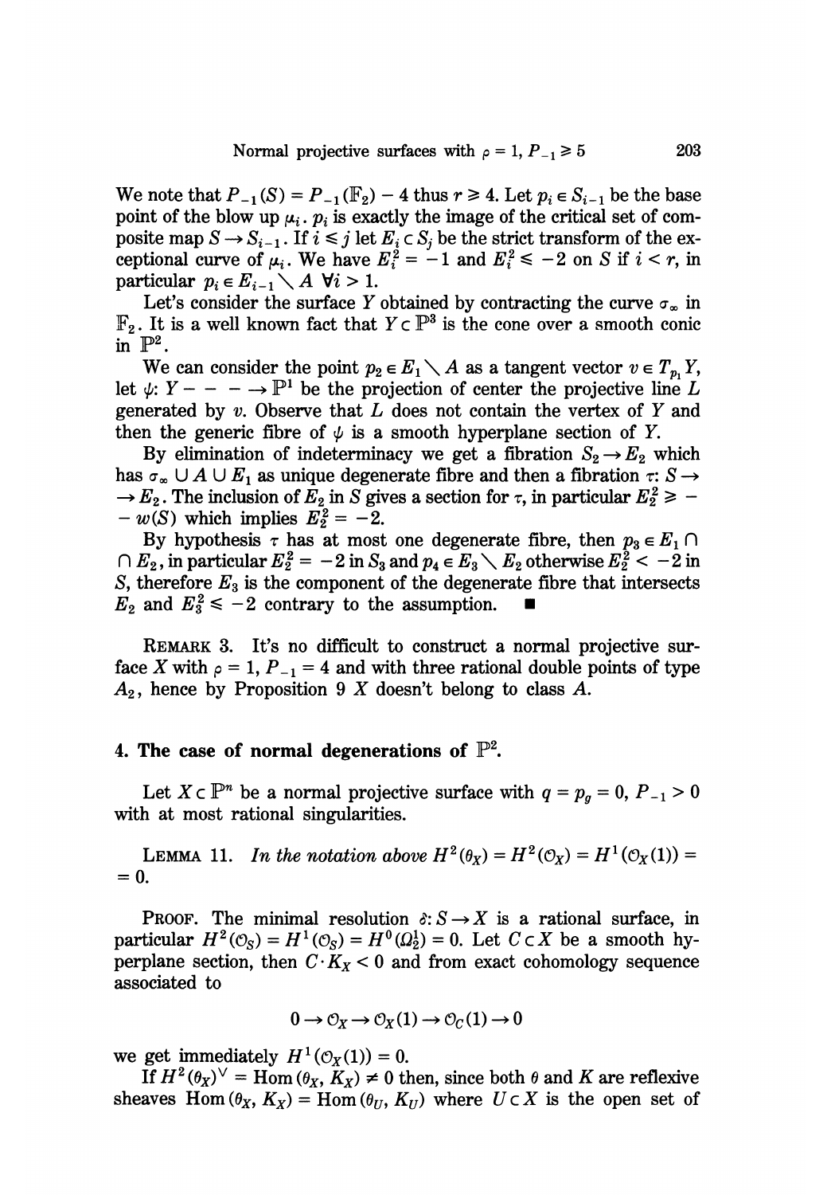We note that $P_{-1}(S) = P_{-1}(\mathbb{F}_2) - 4$ thus $r \geq 4$. Let $p_i \in S_{i-1}$ be the base point of the blow up $\mu_i$. $p_i$ is exactly the image of the critical set of composite map $S \to S_{i-1}$. If $i \leq j$ let $E_i \subset S_j$ be the strict transform of the exceptional curve of $\mu_i$. We have $E_i^2 = -1$ and $E_i^2 \leq -2$ on $S$ if $i < r$, in particular $p_i \in E_{i-1} \setminus A$ $\forall i > 1$.

Let's consider the surface $Y$ obtained by contracting the curve $\sigma_\infty$ in $\mathbb{F}_2$. It is a well known fact that $Y \subset \mathbb{P}^3$ is the cone over a smooth conic in $\mathbb{P}^2$.

We can consider the point $p_2 \in E_1 \setminus A$ as a tangent vector $v \in T_{p_1} Y$, let $\psi \colon Y - - - \to \mathbb{P}^1$ be the projection of center the projective line $L$ generated by $v$. Observe that $L$ does not contain the vertex of $Y$ and then the generic fibre of $\psi$ is a smooth hyperplane section of $Y$.

By elimination of indeterminacy we get a fibration $S_2 \to E_2$ which has $\sigma_\infty \cup A \cup E_1$ as unique degenerate fibre and then a fibration $\tau \colon S \to E_2$. The inclusion of $E_2$ in $S$ gives a section for $\tau$, in particular $E_2^2 \geq -w(S)$ which implies $E_2^2 = -2$.

By hypothesis $\tau$ has at most one degenerate fibre, then $p_3 \in E_1 \cap E_2$, in particular $E_2^2 = -2$ in $S_3$ and $p_4 \in E_3 \setminus E_2$ otherwise $E_2^2 < -2$ in $S$, therefore $E_3$ is the component of the degenerate fibre that intersects $E_2$ and $E_3^2 \leq -2$ contrary to the assumption. ∎

REMARK 3. It's no difficult to construct a normal projective surface $X$ with $\rho = 1$, $P_{-1} = 4$ and with three rational double points of type $A_2$, hence by Proposition 9 $X$ doesn't belong to class $A$.

## 4. The case of normal degenerations of $\mathbb{P}^2$.

Let $X \subset \mathbb{P}^n$ be a normal projective surface with $q = p_g = 0$, $P_{-1} > 0$ with at most rational singularities.

LEMMA 11. *In the notation above* $H^2(\theta_X) = H^2(\mathcal{O}_X) = H^1(\mathcal{O}_X(1)) = 0$.

PROOF. The minimal resolution $\delta \colon S \to X$ is a rational surface, in particular $H^2(\mathcal{O}_S) = H^1(\mathcal{O}_S) = H^0(\Omega_S^1) = 0$. Let $C \subset X$ be a smooth hyperplane section, then $C \cdot K_X < 0$ and from exact cohomology sequence associated to

$$0 \to \mathcal{O}_X \to \mathcal{O}_X(1) \to \mathcal{O}_C(1) \to 0$$

we get immediately $H^1(\mathcal{O}_X(1)) = 0$.

If $H^2(\theta_X)^\vee = \operatorname{Hom}(\theta_X, K_X) \neq 0$ then, since both $\theta$ and $K$ are reflexive sheaves $\operatorname{Hom}(\theta_X, K_X) = \operatorname{Hom}(\theta_U, K_U)$ where $U \subset X$ is the open set of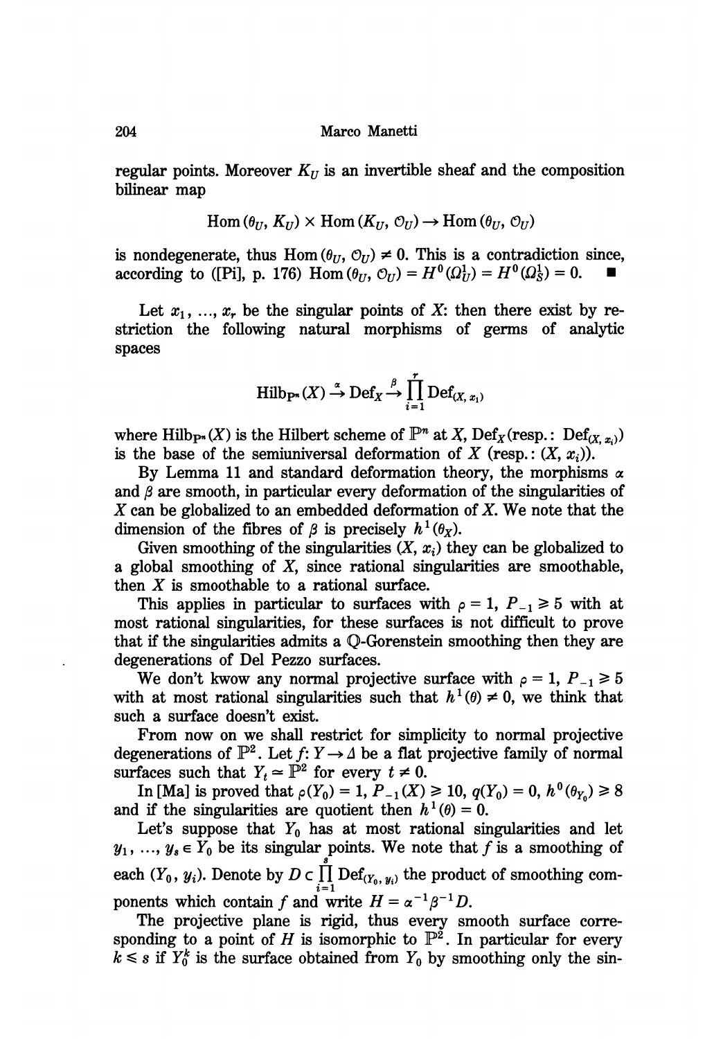regular points. Moreover $K_U$ is an invertible sheaf and the composition bilinear map

$$\operatorname{Hom}(\theta_U, K_U) \times \operatorname{Hom}(K_U, \mathcal{O}_U) \to \operatorname{Hom}(\theta_U, \mathcal{O}_U)$$

is nondegenerate, thus $\operatorname{Hom}(\theta_U, \mathcal{O}_U) \neq 0$. This is a contradiction since, according to ([Pi], p. 176) $\operatorname{Hom}(\theta_U, \mathcal{O}_U) = H^0(\Omega_U^1) = H^0(\Omega_S^1) = 0$. ∎

Let $x_1, \ldots, x_r$ be the singular points of $X$: then there exist by restriction the following natural morphisms of germs of analytic spaces

$$\operatorname{Hilb}_{\mathbb{P}^n}(X) \xrightarrow{\alpha} \operatorname{Def}_X \xrightarrow{\beta} \prod_{i=1}^{r} \operatorname{Def}_{(X, x_i)}$$

where $\operatorname{Hilb}_{\mathbb{P}^n}(X)$ is the Hilbert scheme of $\mathbb{P}^n$ at $X$, $\operatorname{Def}_X$ (resp.: $\operatorname{Def}_{(X, x_i)}$) is the base of the semiuniversal deformation of $X$ (resp.: $(X, x_i)$).

By Lemma 11 and standard deformation theory, the morphisms $\alpha$ and $\beta$ are smooth, in particular every deformation of the singularities of $X$ can be globalized to an embedded deformation of $X$. We note that the dimension of the fibres of $\beta$ is precisely $h^1(\theta_X)$.

Given smoothing of the singularities $(X, x_i)$ they can be globalized to a global smoothing of $X$, since rational singularities are smoothable, then $X$ is smoothable to a rational surface.

This applies in particular to surfaces with $\rho = 1$, $P_{-1} \geqslant 5$ with at most rational singularities, for these surfaces is not difficult to prove that if the singularities admits a $\mathbb{Q}$-Gorenstein smoothing then they are degenerations of Del Pezzo surfaces.

We don't kwow any normal projective surface with $\rho = 1$, $P_{-1} \geqslant 5$ with at most rational singularities such that $h^1(\theta) \neq 0$, we think that such a surface doesn't exist.

From now on we shall restrict for simplicity to normal projective degenerations of $\mathbb{P}^2$. Let $f \colon Y \to \Delta$ be a flat projective family of normal surfaces such that $Y_t \simeq \mathbb{P}^2$ for every $t \neq 0$.

In [Ma] is proved that $\rho(Y_0) = 1$, $P_{-1}(X) \geqslant 10$, $q(Y_0) = 0$, $h^0(\theta_{Y_0}) \geqslant 8$ and if the singularities are quotient then $h^1(\theta) = 0$.

Let's suppose that $Y_0$ has at most rational singularities and let $y_1, \ldots, y_s \in Y_0$ be its singular points. We note that $f$ is a smoothing of each $(Y_0, y_i)$. Denote by $D \subset \prod_{i=1}^{s} \operatorname{Def}_{(Y_0, y_i)}$ the product of smoothing components which contain $f$ and write $H = \alpha^{-1}\beta^{-1}D$.

The projective plane is rigid, thus every smooth surface corresponding to a point of $H$ is isomorphic to $\mathbb{P}^2$. In particular for every $k \leqslant s$ if $Y_0^k$ is the surface obtained from $Y_0$ by smoothing only the sin-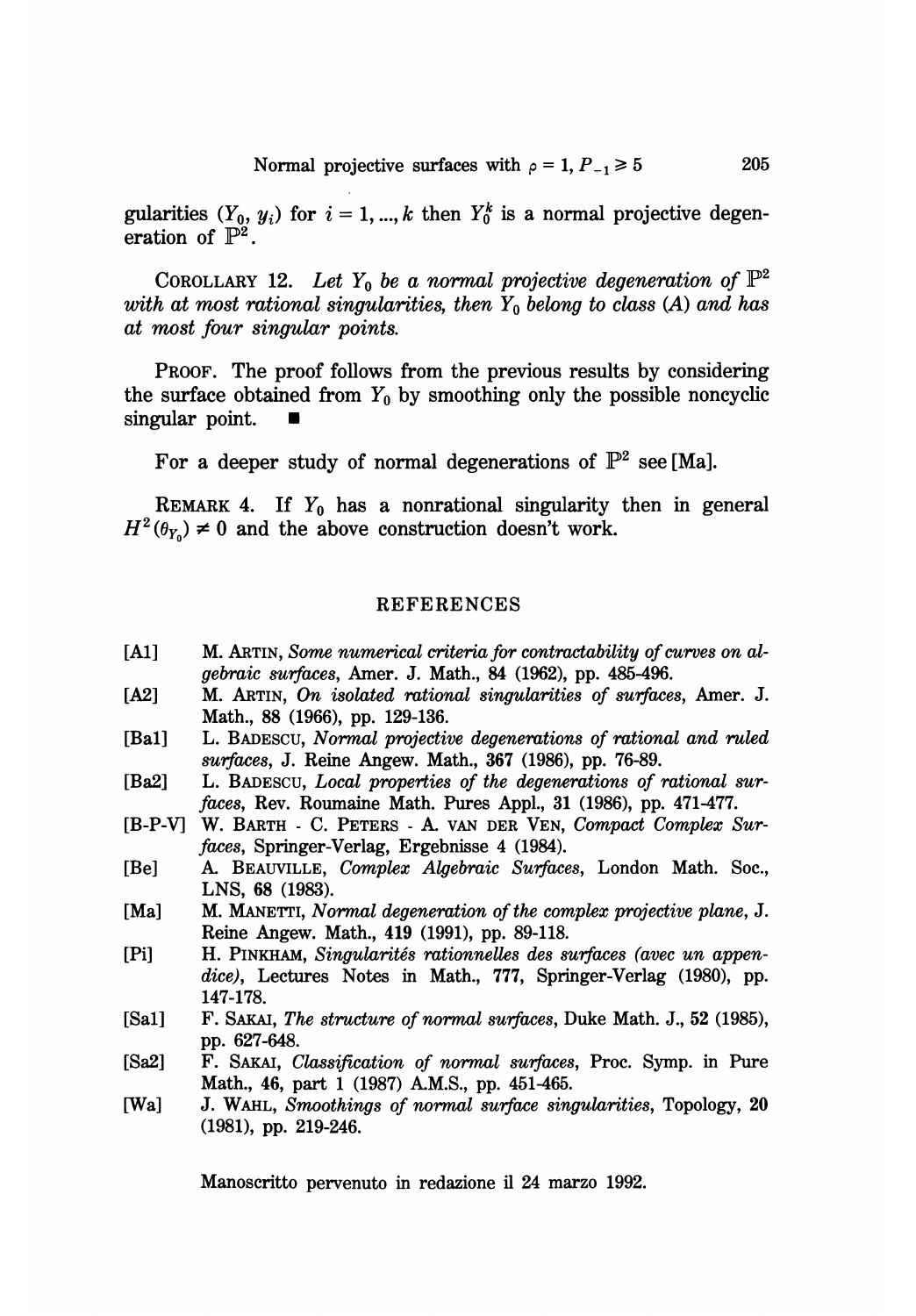gularities $(Y_0, y_i)$ for $i = 1, ..., k$ then $Y_0^k$ is a normal projective degeneration of $\mathbb{P}^2$.

COROLLARY 12. *Let $Y_0$ be a normal projective degeneration of $\mathbb{P}^2$ with at most rational singularities, then $Y_0$ belong to class (A) and has at most four singular points.*

PROOF. The proof follows from the previous results by considering the surface obtained from $Y_0$ by smoothing only the possible noncyclic singular point. ■

For a deeper study of normal degenerations of $\mathbb{P}^2$ see [Ma].

REMARK 4. If $Y_0$ has a nonrational singularity then in general $H^2(\theta_{Y_0}) \neq 0$ and the above construction doesn't work.

## REFERENCES

[A1] M. ARTIN, *Some numerical criteria for contractability of curves on algebraic surfaces*, Amer. J. Math., 84 (1962), pp. 485-496.

[A2] M. ARTIN, *On isolated rational singularities of surfaces*, Amer. J. Math., 88 (1966), pp. 129-136.

[Ba1] L. BADESCU, *Normal projective degenerations of rational and ruled surfaces*, J. Reine Angew. Math., 367 (1986), pp. 76-89.

[Ba2] L. BADESCU, *Local properties of the degenerations of rational surfaces*, Rev. Roumaine Math. Pures Appl., 31 (1986), pp. 471-477.

[B-P-V] W. BARTH - C. PETERS - A. VAN DER VEN, *Compact Complex Surfaces*, Springer-Verlag, Ergebnisse 4 (1984).

[Be] A. BEAUVILLE, *Complex Algebraic Surfaces*, London Math. Soc., LNS, 68 (1983).

[Ma] M. MANETTI, *Normal degeneration of the complex projective plane*, J. Reine Angew. Math., 419 (1991), pp. 89-118.

[Pi] H. PINKHAM, *Singularités rationnelles des surfaces (avec un appendice)*, Lectures Notes in Math., 777, Springer-Verlag (1980), pp. 147-178.

[Sa1] F. SAKAI, *The structure of normal surfaces*, Duke Math. J., 52 (1985), pp. 627-648.

[Sa2] F. SAKAI, *Classification of normal surfaces*, Proc. Symp. in Pure Math., 46, part 1 (1987) A.M.S., pp. 451-465.

[Wa] J. WAHL, *Smoothings of normal surface singularities*, Topology, 20 (1981), pp. 219-246.

Manoscritto pervenuto in redazione il 24 marzo 1992.